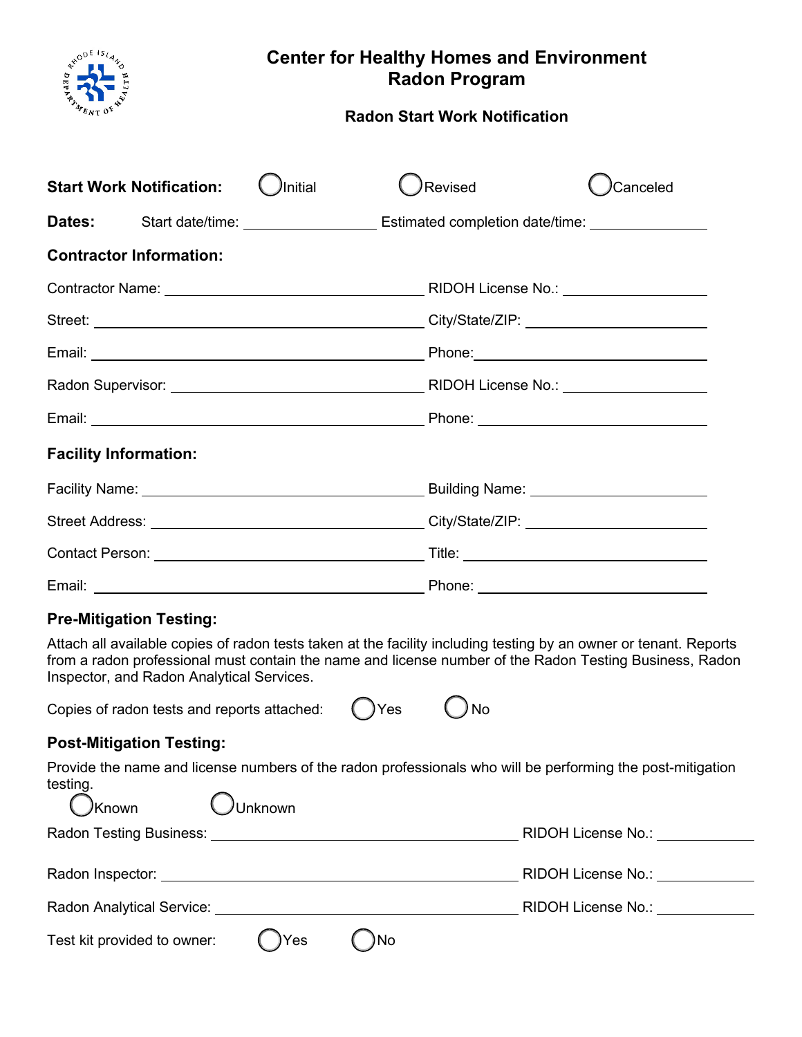# Center for Healthy Homes and Environment
# Radon Program

### Radon Start Work Notification

**Start Work Notification:** ◯ Initial ◯ Revised ◯ Canceled

**Dates:** Start date/time: \_\_\_\_\_\_\_\_\_\_\_\_ Estimated completion date/time: \_\_\_\_\_\_\_\_\_\_\_\_

**Contractor Information:**

Contractor Name: \_\_\_\_\_\_\_\_\_\_\_\_ RIDOH License No.: \_\_\_\_\_\_\_\_\_\_\_\_

Street: \_\_\_\_\_\_\_\_\_\_\_\_ City/State/ZIP: \_\_\_\_\_\_\_\_\_\_\_\_

Email: \_\_\_\_\_\_\_\_\_\_\_\_ Phone: \_\_\_\_\_\_\_\_\_\_\_\_

Radon Supervisor: \_\_\_\_\_\_\_\_\_\_\_\_ RIDOH License No.: \_\_\_\_\_\_\_\_\_\_\_\_

Email: \_\_\_\_\_\_\_\_\_\_\_\_ Phone: \_\_\_\_\_\_\_\_\_\_\_\_

**Facility Information:**

Facility Name: \_\_\_\_\_\_\_\_\_\_\_\_ Building Name: \_\_\_\_\_\_\_\_\_\_\_\_

Street Address: \_\_\_\_\_\_\_\_\_\_\_\_ City/State/ZIP: \_\_\_\_\_\_\_\_\_\_\_\_

Contact Person: \_\_\_\_\_\_\_\_\_\_\_\_ Title: \_\_\_\_\_\_\_\_\_\_\_\_

Email: \_\_\_\_\_\_\_\_\_\_\_\_ Phone: \_\_\_\_\_\_\_\_\_\_\_\_

**Pre-Mitigation Testing:**

Attach all available copies of radon tests taken at the facility including testing by an owner or tenant. Reports from a radon professional must contain the name and license number of the Radon Testing Business, Radon Inspector, and Radon Analytical Services.

Copies of radon tests and reports attached: ◯ Yes ◯ No

**Post-Mitigation Testing:**

Provide the name and license numbers of the radon professionals who will be performing the post-mitigation testing.

◯ Known ◯ Unknown

Radon Testing Business: \_\_\_\_\_\_\_\_\_\_\_\_ RIDOH License No.: \_\_\_\_\_\_\_\_\_\_\_\_

Radon Inspector: \_\_\_\_\_\_\_\_\_\_\_\_ RIDOH License No.: \_\_\_\_\_\_\_\_\_\_\_\_

Radon Analytical Service: \_\_\_\_\_\_\_\_\_\_\_\_ RIDOH License No.: \_\_\_\_\_\_\_\_\_\_\_\_

Test kit provided to owner: ◯ Yes ◯ No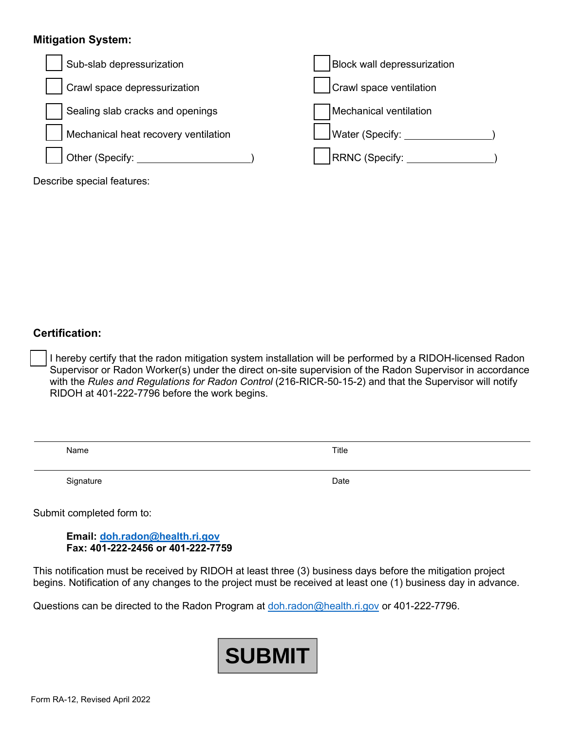**Mitigation System:**

- [ ] Sub-slab depressurization
- [ ] Crawl space depressurization
- [ ] Sealing slab cracks and openings
- [ ] Mechanical heat recovery ventilation
- [ ] Other (Specify: ____________________)
- [ ] Block wall depressurization
- [ ] Crawl space ventilation
- [ ] Mechanical ventilation
- [ ] Water (Specify: ________________)
- [ ] RRNC (Specify: ________________)

Describe special features:

**Certification:**

- [ ] I hereby certify that the radon mitigation system installation will be performed by a RIDOH-licensed Radon Supervisor or Radon Worker(s) under the direct on-site supervision of the Radon Supervisor in accordance with the *Rules and Regulations for Radon Control* (216-RICR-50-15-2) and that the Supervisor will notify RIDOH at 401-222-7796 before the work begins.

| | |
|---|---|
| Name | Title |
| Signature | Date |

Submit completed form to:

**Email: doh.radon@health.ri.gov**
**Fax: 401-222-2456 or 401-222-7759**

This notification must be received by RIDOH at least three (3) business days before the mitigation project begins. Notification of any changes to the project must be received at least one (1) business day in advance.

Questions can be directed to the Radon Program at doh.radon@health.ri.gov or 401-222-7796.

**SUBMIT**

Form RA-12, Revised April 2022